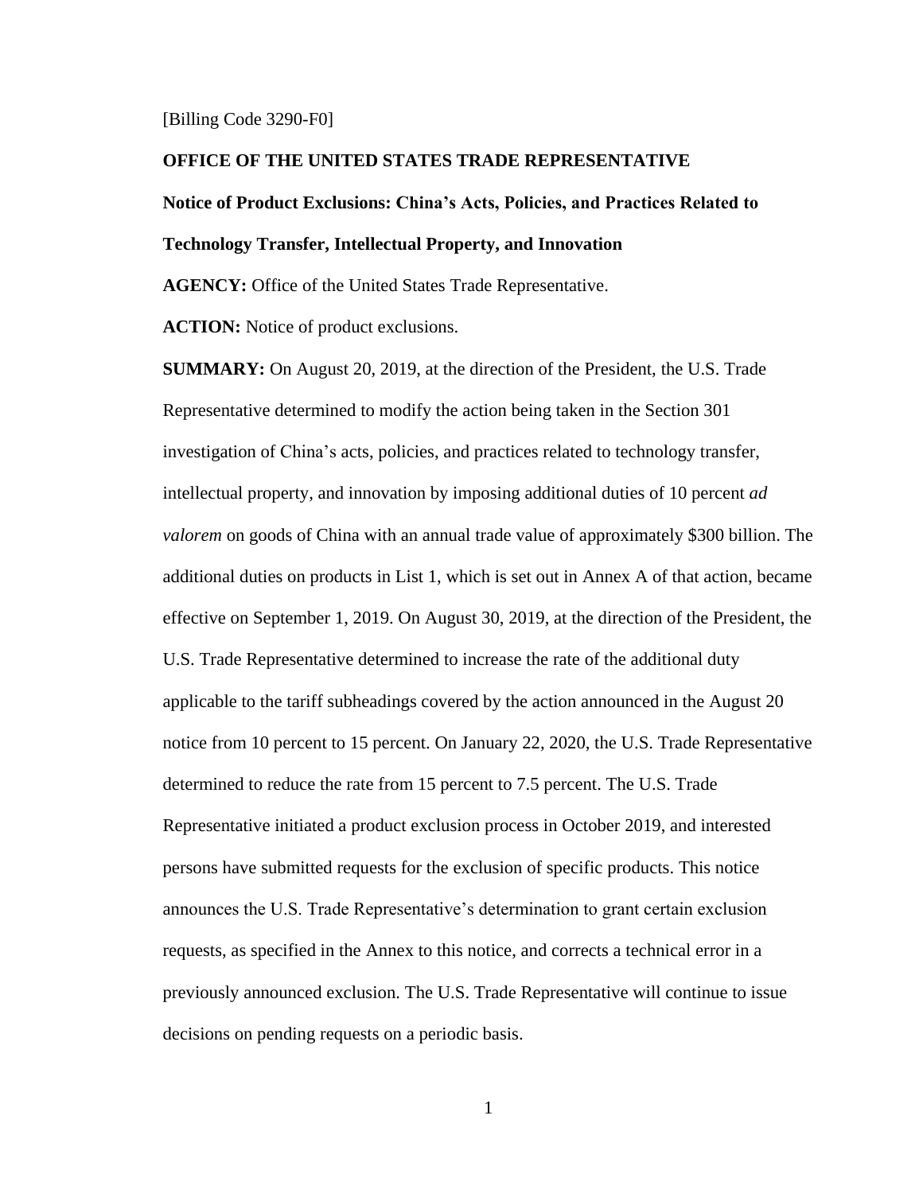[Billing Code 3290-F0]

**OFFICE OF THE UNITED STATES TRADE REPRESENTATIVE**

**Notice of Product Exclusions: China's Acts, Policies, and Practices Related to Technology Transfer, Intellectual Property, and Innovation**

**AGENCY:** Office of the United States Trade Representative.

**ACTION:** Notice of product exclusions.

**SUMMARY:** On August 20, 2019, at the direction of the President, the U.S. Trade Representative determined to modify the action being taken in the Section 301 investigation of China's acts, policies, and practices related to technology transfer, intellectual property, and innovation by imposing additional duties of 10 percent *ad valorem* on goods of China with an annual trade value of approximately $300 billion. The additional duties on products in List 1, which is set out in Annex A of that action, became effective on September 1, 2019. On August 30, 2019, at the direction of the President, the U.S. Trade Representative determined to increase the rate of the additional duty applicable to the tariff subheadings covered by the action announced in the August 20 notice from 10 percent to 15 percent. On January 22, 2020, the U.S. Trade Representative determined to reduce the rate from 15 percent to 7.5 percent. The U.S. Trade Representative initiated a product exclusion process in October 2019, and interested persons have submitted requests for the exclusion of specific products. This notice announces the U.S. Trade Representative's determination to grant certain exclusion requests, as specified in the Annex to this notice, and corrects a technical error in a previously announced exclusion. The U.S. Trade Representative will continue to issue decisions on pending requests on a periodic basis.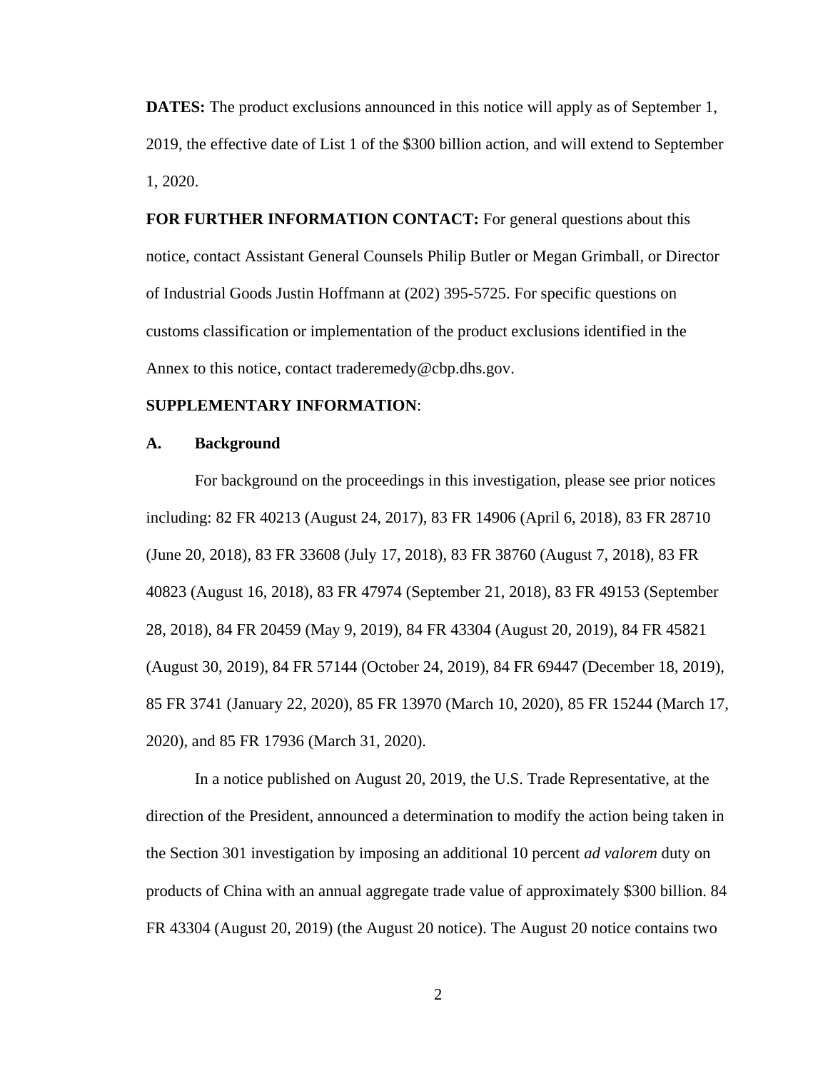**DATES:** The product exclusions announced in this notice will apply as of September 1, 2019, the effective date of List 1 of the $300 billion action, and will extend to September 1, 2020.

**FOR FURTHER INFORMATION CONTACT:** For general questions about this notice, contact Assistant General Counsels Philip Butler or Megan Grimball, or Director of Industrial Goods Justin Hoffmann at (202) 395-5725. For specific questions on customs classification or implementation of the product exclusions identified in the Annex to this notice, contact traderemedy@cbp.dhs.gov.

**SUPPLEMENTARY INFORMATION**:

**A. Background**

For background on the proceedings in this investigation, please see prior notices including: 82 FR 40213 (August 24, 2017), 83 FR 14906 (April 6, 2018), 83 FR 28710 (June 20, 2018), 83 FR 33608 (July 17, 2018), 83 FR 38760 (August 7, 2018), 83 FR 40823 (August 16, 2018), 83 FR 47974 (September 21, 2018), 83 FR 49153 (September 28, 2018), 84 FR 20459 (May 9, 2019), 84 FR 43304 (August 20, 2019), 84 FR 45821 (August 30, 2019), 84 FR 57144 (October 24, 2019), 84 FR 69447 (December 18, 2019), 85 FR 3741 (January 22, 2020), 85 FR 13970 (March 10, 2020), 85 FR 15244 (March 17, 2020), and 85 FR 17936 (March 31, 2020).

In a notice published on August 20, 2019, the U.S. Trade Representative, at the direction of the President, announced a determination to modify the action being taken in the Section 301 investigation by imposing an additional 10 percent *ad valorem* duty on products of China with an annual aggregate trade value of approximately $300 billion. 84 FR 43304 (August 20, 2019) (the August 20 notice). The August 20 notice contains two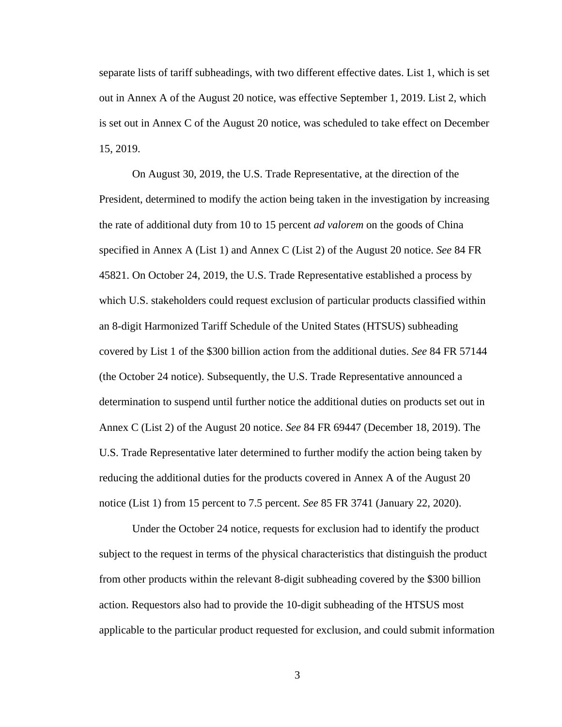separate lists of tariff subheadings, with two different effective dates. List 1, which is set out in Annex A of the August 20 notice, was effective September 1, 2019. List 2, which is set out in Annex C of the August 20 notice, was scheduled to take effect on December 15, 2019.

On August 30, 2019, the U.S. Trade Representative, at the direction of the President, determined to modify the action being taken in the investigation by increasing the rate of additional duty from 10 to 15 percent *ad valorem* on the goods of China specified in Annex A (List 1) and Annex C (List 2) of the August 20 notice. *See* 84 FR 45821. On October 24, 2019, the U.S. Trade Representative established a process by which U.S. stakeholders could request exclusion of particular products classified within an 8-digit Harmonized Tariff Schedule of the United States (HTSUS) subheading covered by List 1 of the $300 billion action from the additional duties. *See* 84 FR 57144 (the October 24 notice). Subsequently, the U.S. Trade Representative announced a determination to suspend until further notice the additional duties on products set out in Annex C (List 2) of the August 20 notice. *See* 84 FR 69447 (December 18, 2019). The U.S. Trade Representative later determined to further modify the action being taken by reducing the additional duties for the products covered in Annex A of the August 20 notice (List 1) from 15 percent to 7.5 percent. *See* 85 FR 3741 (January 22, 2020).

Under the October 24 notice, requests for exclusion had to identify the product subject to the request in terms of the physical characteristics that distinguish the product from other products within the relevant 8-digit subheading covered by the $300 billion action. Requestors also had to provide the 10-digit subheading of the HTSUS most applicable to the particular product requested for exclusion, and could submit information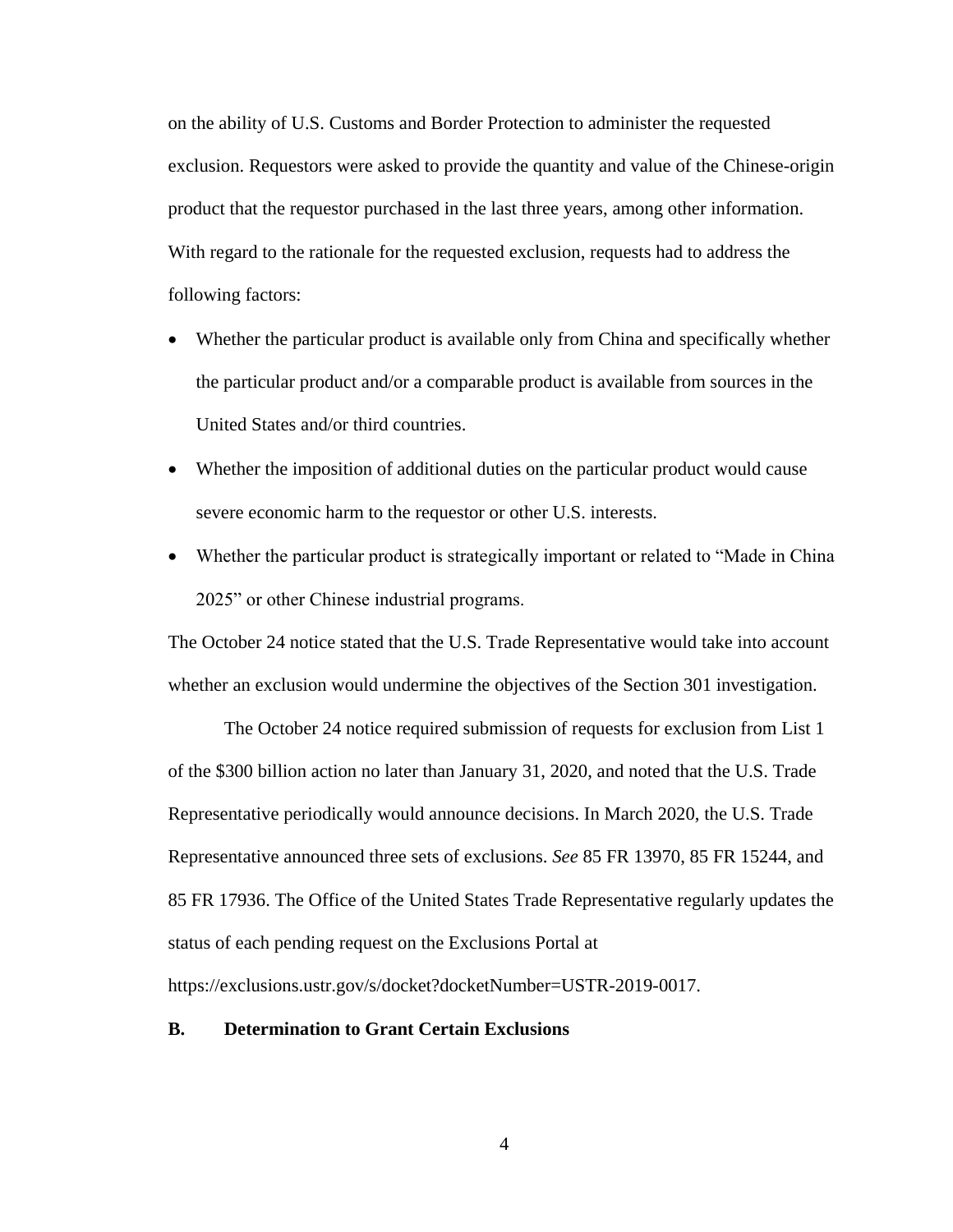on the ability of U.S. Customs and Border Protection to administer the requested exclusion. Requestors were asked to provide the quantity and value of the Chinese-origin product that the requestor purchased in the last three years, among other information. With regard to the rationale for the requested exclusion, requests had to address the following factors:

- Whether the particular product is available only from China and specifically whether the particular product and/or a comparable product is available from sources in the United States and/or third countries.
- Whether the imposition of additional duties on the particular product would cause severe economic harm to the requestor or other U.S. interests.
- Whether the particular product is strategically important or related to "Made in China 2025" or other Chinese industrial programs.

The October 24 notice stated that the U.S. Trade Representative would take into account whether an exclusion would undermine the objectives of the Section 301 investigation.

The October 24 notice required submission of requests for exclusion from List 1 of the $300 billion action no later than January 31, 2020, and noted that the U.S. Trade Representative periodically would announce decisions. In March 2020, the U.S. Trade Representative announced three sets of exclusions. *See* 85 FR 13970, 85 FR 15244, and 85 FR 17936. The Office of the United States Trade Representative regularly updates the status of each pending request on the Exclusions Portal at https://exclusions.ustr.gov/s/docket?docketNumber=USTR-2019-0017.

## B. Determination to Grant Certain Exclusions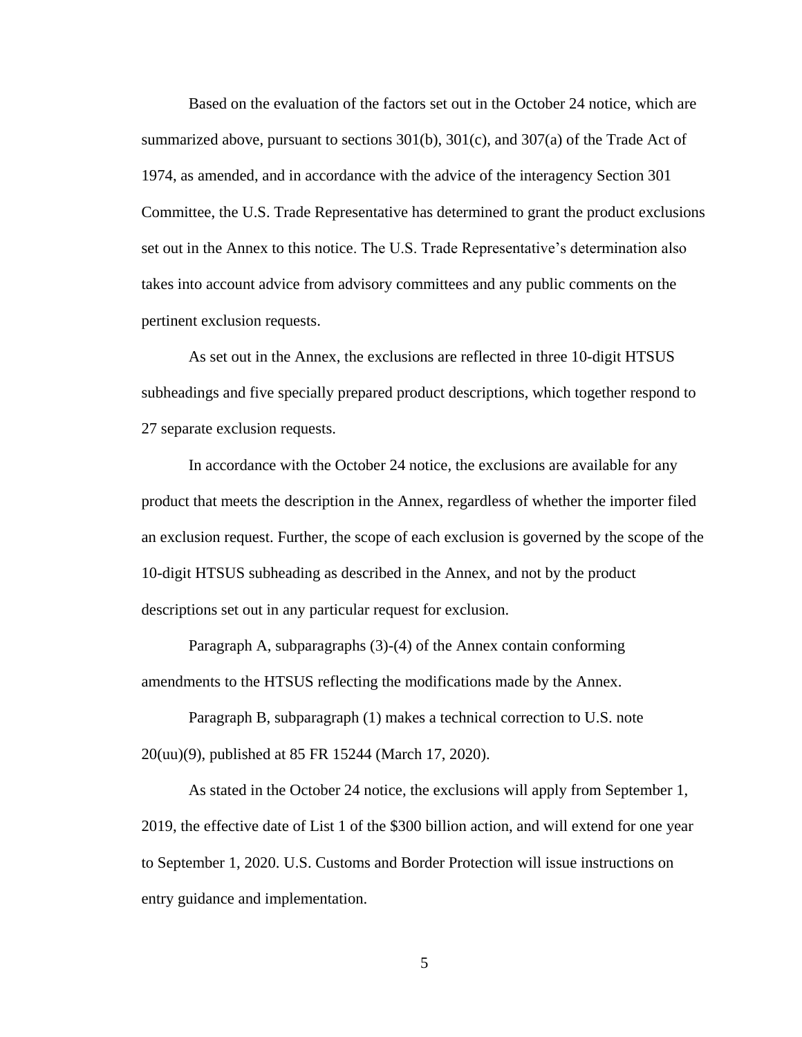Based on the evaluation of the factors set out in the October 24 notice, which are summarized above, pursuant to sections 301(b), 301(c), and 307(a) of the Trade Act of 1974, as amended, and in accordance with the advice of the interagency Section 301 Committee, the U.S. Trade Representative has determined to grant the product exclusions set out in the Annex to this notice. The U.S. Trade Representative's determination also takes into account advice from advisory committees and any public comments on the pertinent exclusion requests.

As set out in the Annex, the exclusions are reflected in three 10-digit HTSUS subheadings and five specially prepared product descriptions, which together respond to 27 separate exclusion requests.

In accordance with the October 24 notice, the exclusions are available for any product that meets the description in the Annex, regardless of whether the importer filed an exclusion request. Further, the scope of each exclusion is governed by the scope of the 10-digit HTSUS subheading as described in the Annex, and not by the product descriptions set out in any particular request for exclusion.

Paragraph A, subparagraphs (3)-(4) of the Annex contain conforming amendments to the HTSUS reflecting the modifications made by the Annex.

Paragraph B, subparagraph (1) makes a technical correction to U.S. note 20(uu)(9), published at 85 FR 15244 (March 17, 2020).

As stated in the October 24 notice, the exclusions will apply from September 1, 2019, the effective date of List 1 of the $300 billion action, and will extend for one year to September 1, 2020. U.S. Customs and Border Protection will issue instructions on entry guidance and implementation.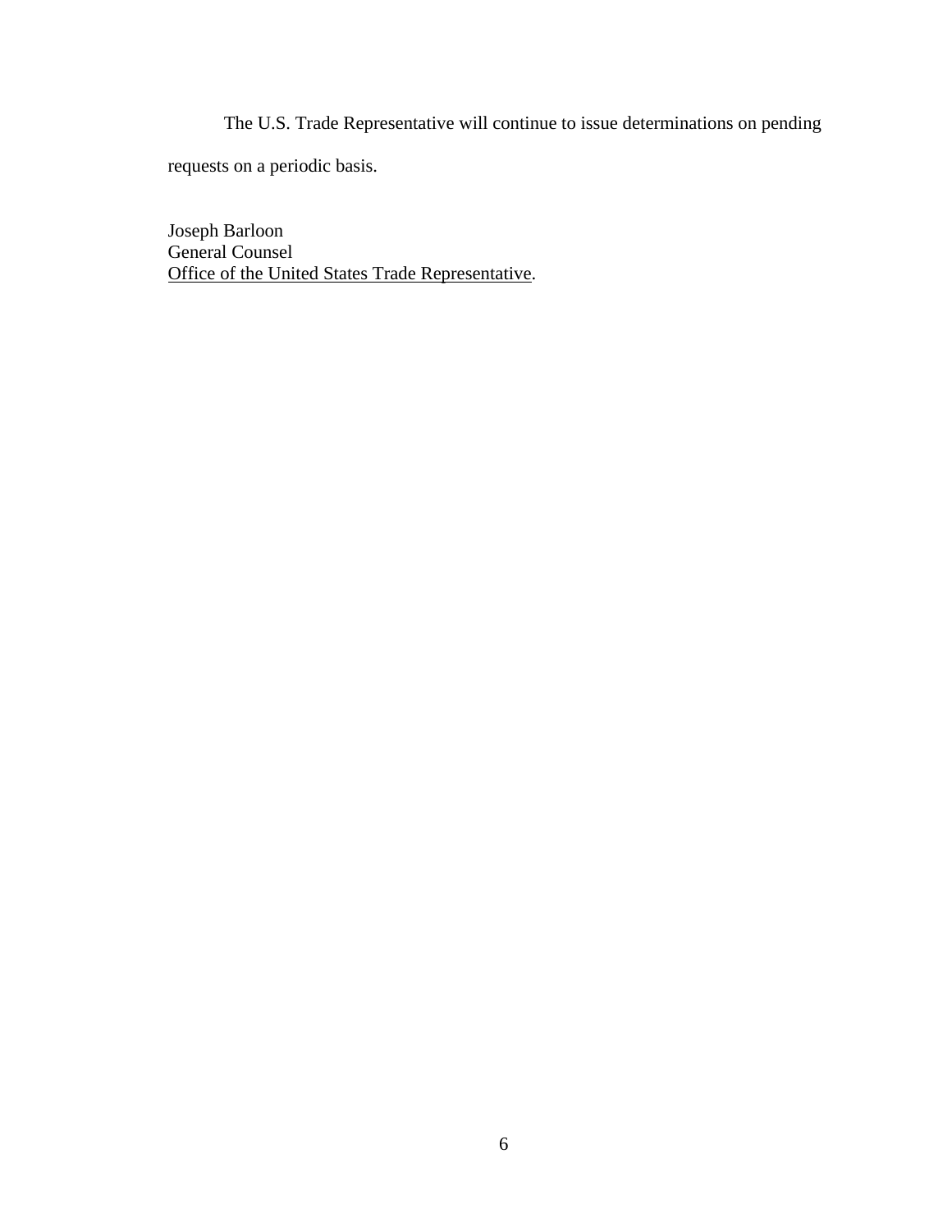The U.S. Trade Representative will continue to issue determinations on pending requests on a periodic basis.

Joseph Barloon
General Counsel
Office of the United States Trade Representative.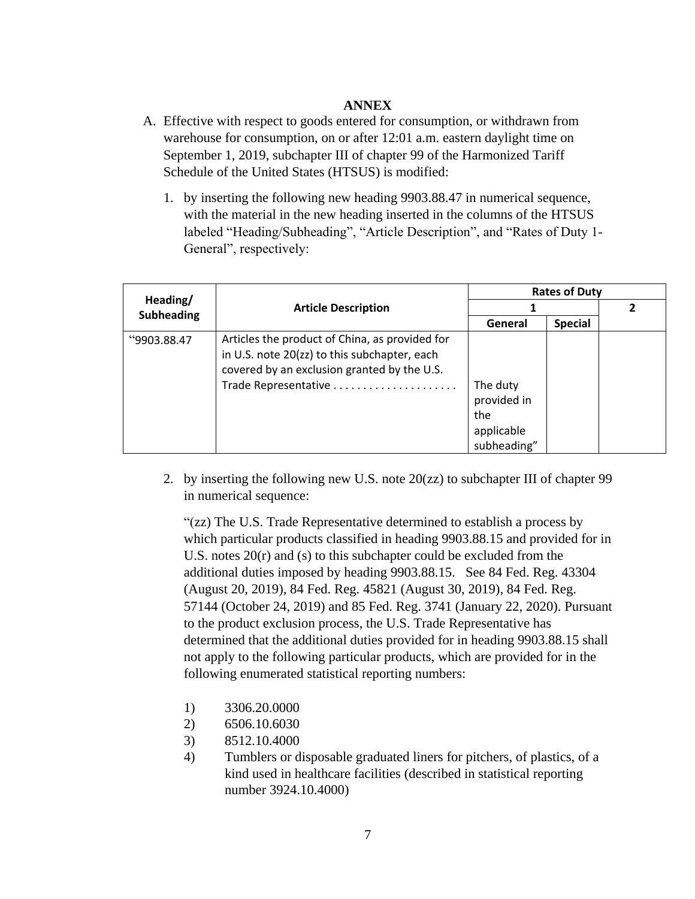**ANNEX**

A. Effective with respect to goods entered for consumption, or withdrawn from warehouse for consumption, on or after 12:01 a.m. eastern daylight time on September 1, 2019, subchapter III of chapter 99 of the Harmonized Tariff Schedule of the United States (HTSUS) is modified:

1. by inserting the following new heading 9903.88.47 in numerical sequence, with the material in the new heading inserted in the columns of the HTSUS labeled "Heading/Subheading", "Article Description", and "Rates of Duty 1-General", respectively:

| Heading/ Subheading | Article Description | Rates of Duty | | |
|---|---|---|---|---|
| | | 1 | | 2 |
| | | General | Special | |
| "9903.88.47 | Articles the product of China, as provided for in U.S. note 20(zz) to this subchapter, each covered by an exclusion granted by the U.S. Trade Representative . . . . . . . . . . . . . . . . . . . . | The duty provided in the applicable subheading" | | |

2. by inserting the following new U.S. note 20(zz) to subchapter III of chapter 99 in numerical sequence:

"(zz) The U.S. Trade Representative determined to establish a process by which particular products classified in heading 9903.88.15 and provided for in U.S. notes 20(r) and (s) to this subchapter could be excluded from the additional duties imposed by heading 9903.88.15. See 84 Fed. Reg. 43304 (August 20, 2019), 84 Fed. Reg. 45821 (August 30, 2019), 84 Fed. Reg. 57144 (October 24, 2019) and 85 Fed. Reg. 3741 (January 22, 2020). Pursuant to the product exclusion process, the U.S. Trade Representative has determined that the additional duties provided for in heading 9903.88.15 shall not apply to the following particular products, which are provided for in the following enumerated statistical reporting numbers:

1) 3306.20.0000
2) 6506.10.6030
3) 8512.10.4000
4) Tumblers or disposable graduated liners for pitchers, of plastics, of a kind used in healthcare facilities (described in statistical reporting number 3924.10.4000)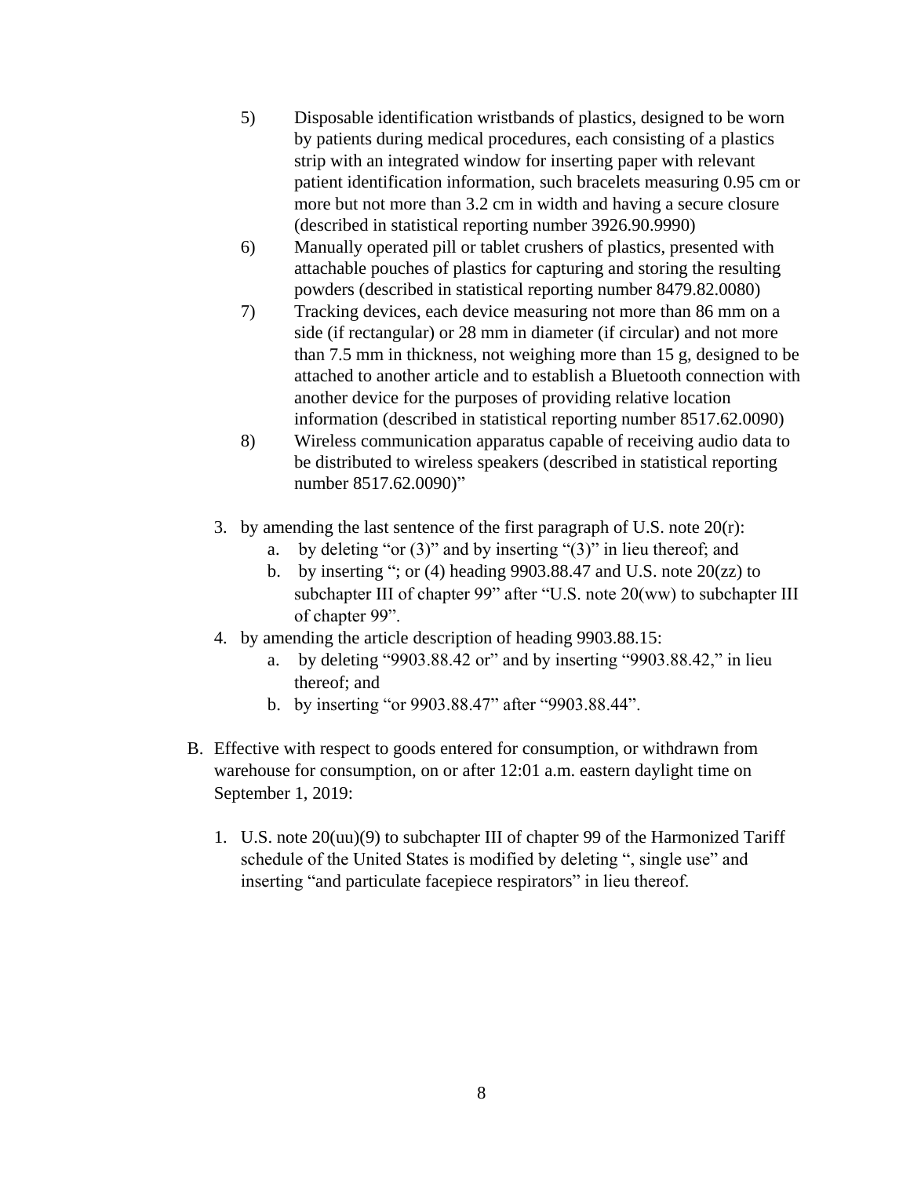5) Disposable identification wristbands of plastics, designed to be worn by patients during medical procedures, each consisting of a plastics strip with an integrated window for inserting paper with relevant patient identification information, such bracelets measuring 0.95 cm or more but not more than 3.2 cm in width and having a secure closure (described in statistical reporting number 3926.90.9990)
6) Manually operated pill or tablet crushers of plastics, presented with attachable pouches of plastics for capturing and storing the resulting powders (described in statistical reporting number 8479.82.0080)
7) Tracking devices, each device measuring not more than 86 mm on a side (if rectangular) or 28 mm in diameter (if circular) and not more than 7.5 mm in thickness, not weighing more than 15 g, designed to be attached to another article and to establish a Bluetooth connection with another device for the purposes of providing relative location information (described in statistical reporting number 8517.62.0090)
8) Wireless communication apparatus capable of receiving audio data to be distributed to wireless speakers (described in statistical reporting number 8517.62.0090)"

3. by amending the last sentence of the first paragraph of U.S. note 20(r):
   a. by deleting "or (3)" and by inserting "(3)" in lieu thereof; and
   b. by inserting "; or (4) heading 9903.88.47 and U.S. note 20(zz) to subchapter III of chapter 99" after "U.S. note 20(ww) to subchapter III of chapter 99".
4. by amending the article description of heading 9903.88.15:
   a. by deleting "9903.88.42 or" and by inserting "9903.88.42," in lieu thereof; and
   b. by inserting "or 9903.88.47" after "9903.88.44".

B. Effective with respect to goods entered for consumption, or withdrawn from warehouse for consumption, on or after 12:01 a.m. eastern daylight time on September 1, 2019:

   1. U.S. note 20(uu)(9) to subchapter III of chapter 99 of the Harmonized Tariff schedule of the United States is modified by deleting ", single use" and inserting "and particulate facepiece respirators" in lieu thereof.